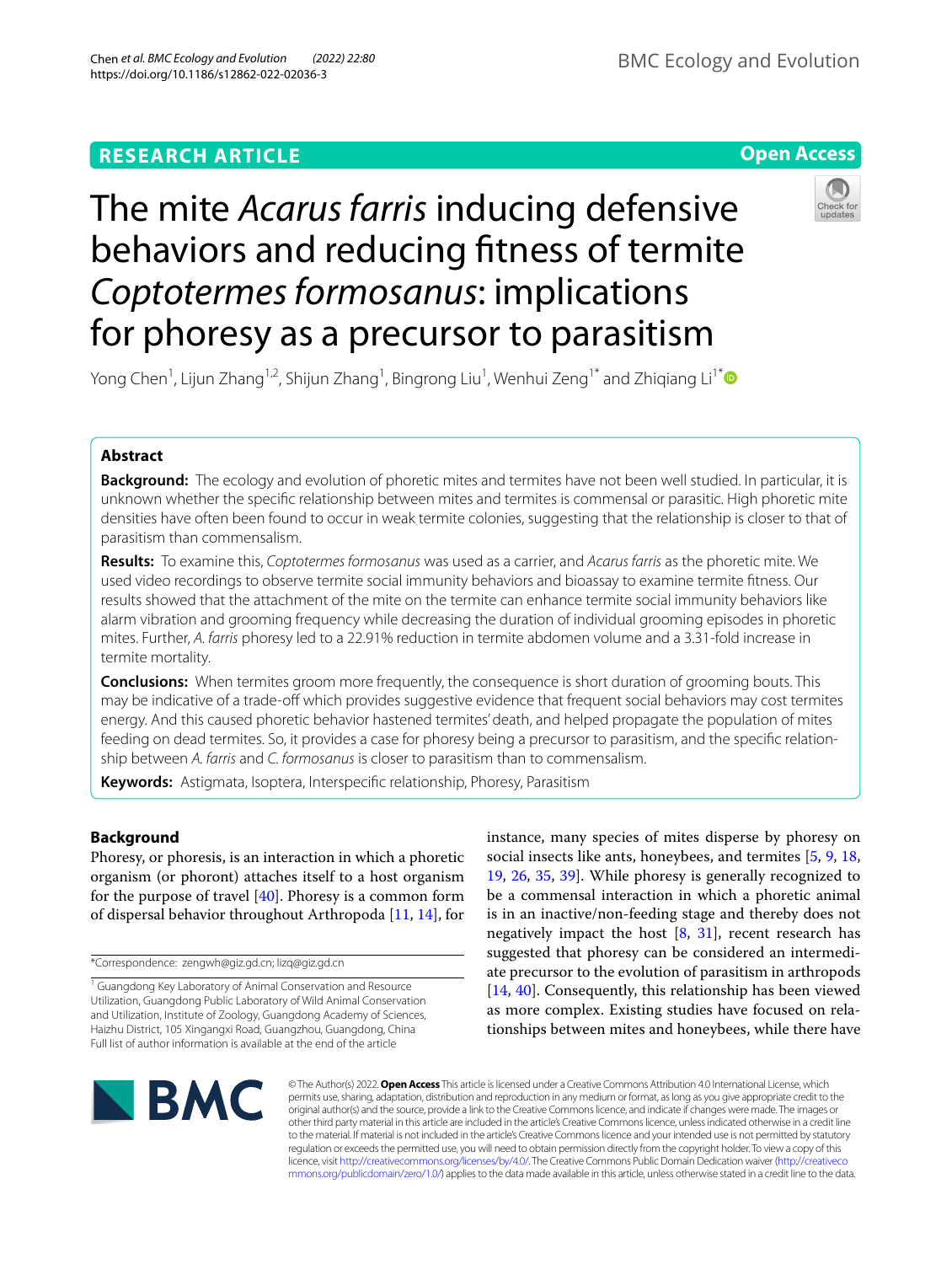RESEARCH ARTICLE

Open Access

# The mite *Acarus farris* inducing defensive behaviors and reducing fitness of termite *Coptotermes formosanus*: implications for phoresy as a precursor to parasitism

Yong Chen[1], Lijun Zhang[1,2], Shijun Zhang[1], Bingrong Liu[1], Wenhui Zeng[1*] and Zhiqiang Li[1*]

## Abstract

**Background:** The ecology and evolution of phoretic mites and termites have not been well studied. In particular, it is unknown whether the specific relationship between mites and termites is commensal or parasitic. High phoretic mite densities have often been found to occur in weak termite colonies, suggesting that the relationship is closer to that of parasitism than commensalism.

**Results:** To examine this, *Coptotermes formosanus* was used as a carrier, and *Acarus farris* as the phoretic mite. We used video recordings to observe termite social immunity behaviors and bioassay to examine termite fitness. Our results showed that the attachment of the mite on the termite can enhance termite social immunity behaviors like alarm vibration and grooming frequency while decreasing the duration of individual grooming episodes in phoretic mites. Further, *A. farris* phoresy led to a 22.91% reduction in termite abdomen volume and a 3.31-fold increase in termite mortality.

**Conclusions:** When termites groom more frequently, the consequence is short duration of grooming bouts. This may be indicative of a trade-off which provides suggestive evidence that frequent social behaviors may cost termites energy. And this caused phoretic behavior hastened termites' death, and helped propagate the population of mites feeding on dead termites. So, it provides a case for phoresy being a precursor to parasitism, and the specific relationship between *A. farris* and *C. formosanus* is closer to parasitism than to commensalism.

**Keywords:** Astigmata, Isoptera, Interspecific relationship, Phoresy, Parasitism

## Background

Phoresy, or phoresis, is an interaction in which a phoretic organism (or phoront) attaches itself to a host organism for the purpose of travel [40]. Phoresy is a common form of dispersal behavior throughout Arthropoda [11, 14], for instance, many species of mites disperse by phoresy on social insects like ants, honeybees, and termites [5, 9, 18, 19, 26, 35, 39]. While phoresy is generally recognized to be a commensal interaction in which a phoretic animal is in an inactive/non-feeding stage and thereby does not negatively impact the host [8, 31], recent research has suggested that phoresy can be considered an intermediate precursor to the evolution of parasitism in arthropods [14, 40]. Consequently, this relationship has been viewed as more complex. Existing studies have focused on relationships between mites and honeybees, while there have

*Correspondence: zengwh@giz.gd.cn; lizq@giz.gd.cn

[1] Guangdong Key Laboratory of Animal Conservation and Resource Utilization, Guangdong Public Laboratory of Wild Animal Conservation and Utilization, Institute of Zoology, Guangdong Academy of Sciences, Haizhu District, 105 Xingangxi Road, Guangzhou, Guangdong, China

Full list of author information is available at the end of the article

© The Author(s) 2022. **Open Access** This article is licensed under a Creative Commons Attribution 4.0 International License, which permits use, sharing, adaptation, distribution and reproduction in any medium or format, as long as you give appropriate credit to the original author(s) and the source, provide a link to the Creative Commons licence, and indicate if changes were made. The images or other third party material in this article are included in the article's Creative Commons licence, unless indicated otherwise in a credit line to the material. If material is not included in the article's Creative Commons licence and your intended use is not permitted by statutory regulation or exceeds the permitted use, you will need to obtain permission directly from the copyright holder. To view a copy of this licence, visit http://creativecommons.org/licenses/by/4.0/. The Creative Commons Public Domain Dedication waiver (http://creativecommons.org/publicdomain/zero/1.0/) applies to the data made available in this article, unless otherwise stated in a credit line to the data.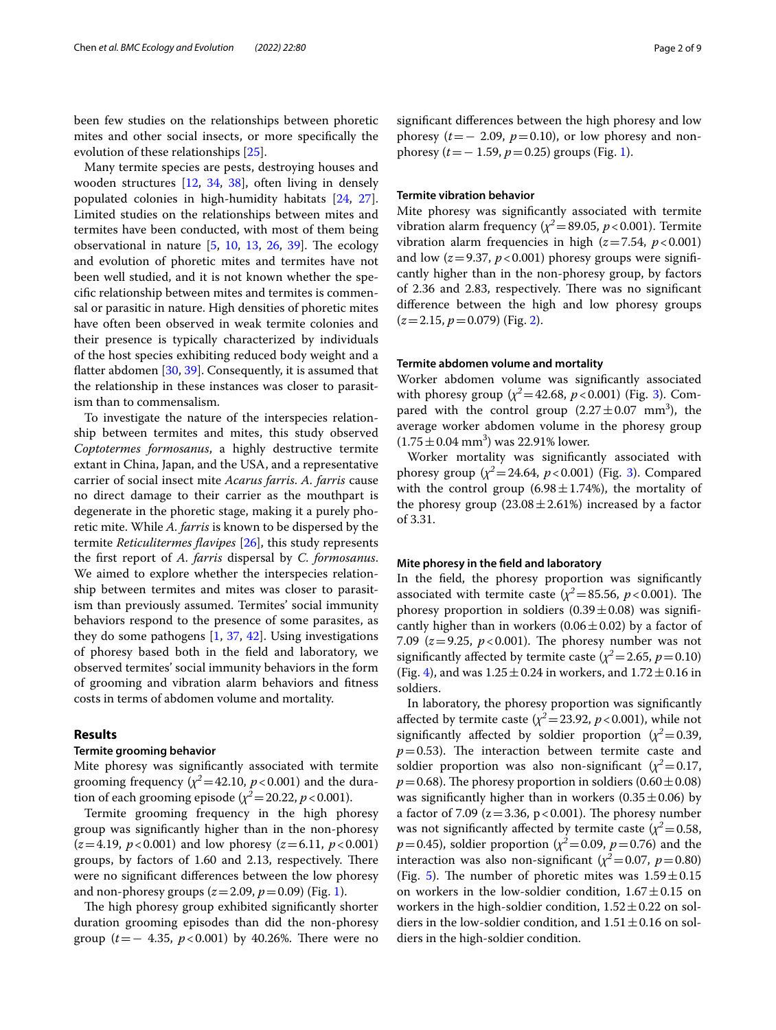been few studies on the relationships between phoretic mites and other social insects, or more specifically the evolution of these relationships [25].

Many termite species are pests, destroying houses and wooden structures [12, 34, 38], often living in densely populated colonies in high-humidity habitats [24, 27]. Limited studies on the relationships between mites and termites have been conducted, with most of them being observational in nature [5, 10, 13, 26, 39]. The ecology and evolution of phoretic mites and termites have not been well studied, and it is not known whether the specific relationship between mites and termites is commensal or parasitic in nature. High densities of phoretic mites have often been observed in weak termite colonies and their presence is typically characterized by individuals of the host species exhibiting reduced body weight and a flatter abdomen [30, 39]. Consequently, it is assumed that the relationship in these instances was closer to parasitism than to commensalism.

To investigate the nature of the interspecies relationship between termites and mites, this study observed *Coptotermes formosanus*, a highly destructive termite extant in China, Japan, and the USA, and a representative carrier of social insect mite *Acarus farris*. *A. farris* cause no direct damage to their carrier as the mouthpart is degenerate in the phoretic stage, making it a purely phoretic mite. While *A. farris* is known to be dispersed by the termite *Reticulitermes flavipes* [26], this study represents the first report of *A. farris* dispersal by *C. formosanus*. We aimed to explore whether the interspecies relationship between termites and mites was closer to parasitism than previously assumed. Termites' social immunity behaviors respond to the presence of some parasites, as they do some pathogens [1, 37, 42]. Using investigations of phoresy based both in the field and laboratory, we observed termites' social immunity behaviors in the form of grooming and vibration alarm behaviors and fitness costs in terms of abdomen volume and mortality.

## Results

### Termite grooming behavior

Mite phoresy was significantly associated with termite grooming frequency ($\chi^2 = 42.10$, $p < 0.001$) and the duration of each grooming episode ($\chi^2 = 20.22$, $p < 0.001$).

Termite grooming frequency in the high phoresy group was significantly higher than in the non-phoresy ($z = 4.19$, $p < 0.001$) and low phoresy ($z = 6.11$, $p < 0.001$) groups, by factors of 1.60 and 2.13, respectively. There were no significant differences between the low phoresy and non-phoresy groups ($z = 2.09$, $p = 0.09$) (Fig. 1).

The high phoresy group exhibited significantly shorter duration grooming episodes than did the non-phoresy group ($t = -4.35$, $p < 0.001$) by 40.26%. There were no significant differences between the high phoresy and low phoresy ($t = -2.09$, $p = 0.10$), or low phoresy and non-phoresy ($t = -1.59$, $p = 0.25$) groups (Fig. 1).

### Termite vibration behavior

Mite phoresy was significantly associated with termite vibration alarm frequency ($\chi^2 = 89.05$, $p < 0.001$). Termite vibration alarm frequencies in high ($z = 7.54$, $p < 0.001$) and low ($z = 9.37$, $p < 0.001$) phoresy groups were significantly higher than in the non-phoresy group, by factors of 2.36 and 2.83, respectively. There was no significant difference between the high and low phoresy groups ($z = 2.15$, $p = 0.079$) (Fig. 2).

### Termite abdomen volume and mortality

Worker abdomen volume was significantly associated with phoresy group ($\chi^2 = 42.68$, $p < 0.001$) (Fig. 3). Compared with the control group ($2.27 \pm 0.07$ $mm^3$), the average worker abdomen volume in the phoresy group ($1.75 \pm 0.04$ $mm^3$) was 22.91% lower.

Worker mortality was significantly associated with phoresy group ($\chi^2 = 24.64$, $p < 0.001$) (Fig. 3). Compared with the control group ($6.98 \pm 1.74\%$), the mortality of the phoresy group ($23.08 \pm 2.61\%$) increased by a factor of 3.31.

### Mite phoresy in the field and laboratory

In the field, the phoresy proportion was significantly associated with termite caste ($\chi^2 = 85.56$, $p < 0.001$). The phoresy proportion in soldiers ($0.39 \pm 0.08$) was significantly higher than in workers ($0.06 \pm 0.02$) by a factor of 7.09 ($z = 9.25$, $p < 0.001$). The phoresy number was not significantly affected by termite caste ($\chi^2 = 2.65$, $p = 0.10$) (Fig. 4), and was $1.25 \pm 0.24$ in workers, and $1.72 \pm 0.16$ in soldiers.

In laboratory, the phoresy proportion was significantly affected by termite caste ($\chi^2 = 23.92$, $p < 0.001$), while not significantly affected by soldier proportion ($\chi^2 = 0.39$, $p = 0.53$). The interaction between termite caste and soldier proportion was also non-significant ($\chi^2 = 0.17$, $p = 0.68$). The phoresy proportion in soldiers ($0.60 \pm 0.08$) was significantly higher than in workers ($0.35 \pm 0.06$) by a factor of 7.09 ($z = 3.36$, $p < 0.001$). The phoresy number was not significantly affected by termite caste ($\chi^2 = 0.58$, $p = 0.45$), soldier proportion ($\chi^2 = 0.09$, $p = 0.76$) and the interaction was also non-significant ($\chi^2 = 0.07$, $p = 0.80$) (Fig. 5). The number of phoretic mites was $1.59 \pm 0.15$ on workers in the low-soldier condition, $1.67 \pm 0.15$ on workers in the high-soldier condition, $1.52 \pm 0.22$ on soldiers in the low-soldier condition, and $1.51 \pm 0.16$ on soldiers in the high-soldier condition.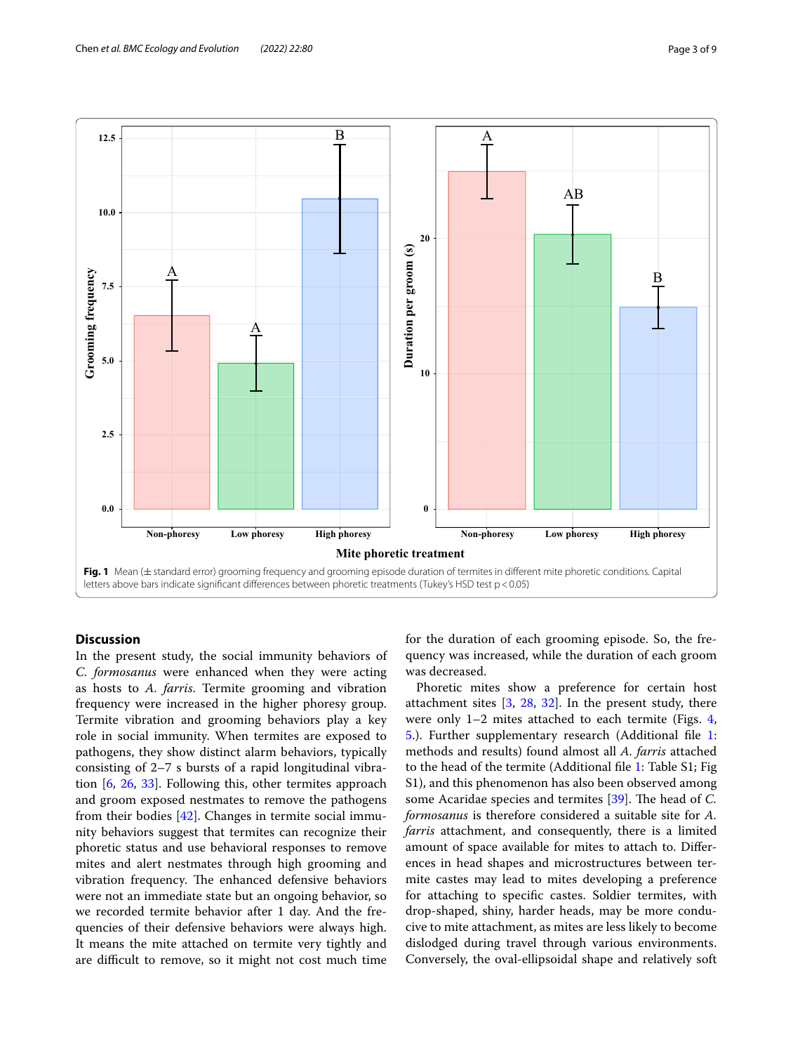**Fig. 1** Mean (± standard error) grooming frequency and grooming episode duration of termites in different mite phoretic conditions. Capital letters above bars indicate significant differences between phoretic treatments (Tukey's HSD test $p < 0.05$)

## Discussion

In the present study, the social immunity behaviors of *C. formosanus* were enhanced when they were acting as hosts to *A. farris*. Termite grooming and vibration frequency were increased in the higher phoresy group. Termite vibration and grooming behaviors play a key role in social immunity. When termites are exposed to pathogens, they show distinct alarm behaviors, typically consisting of 2–7 s bursts of a rapid longitudinal vibration [6, 26, 33]. Following this, other termites approach and groom exposed nestmates to remove the pathogens from their bodies [42]. Changes in termite social immunity behaviors suggest that termites can recognize their phoretic status and use behavioral responses to remove mites and alert nestmates through high grooming and vibration frequency. The enhanced defensive behaviors were not an immediate state but an ongoing behavior, so we recorded termite behavior after 1 day. And the frequencies of their defensive behaviors were always high. It means the mite attached on termite very tightly and are difficult to remove, so it might not cost much time for the duration of each grooming episode. So, the frequency was increased, while the duration of each groom was decreased.

Phoretic mites show a preference for certain host attachment sites [3, 28, 32]. In the present study, there were only 1–2 mites attached to each termite (Figs. 4, 5.). Further supplementary research (Additional file 1: methods and results) found almost all *A. farris* attached to the head of the termite (Additional file 1: Table S1; Fig S1), and this phenomenon has also been observed among some Acaridae species and termites [39]. The head of *C. formosanus* is therefore considered a suitable site for *A. farris* attachment, and consequently, there is a limited amount of space available for mites to attach to. Differences in head shapes and microstructures between termite castes may lead to mites developing a preference for attaching to specific castes. Soldier termites, with drop-shaped, shiny, harder heads, may be more conducive to mite attachment, as mites are less likely to become dislodged during travel through various environments. Conversely, the oval-ellipsoidal shape and relatively soft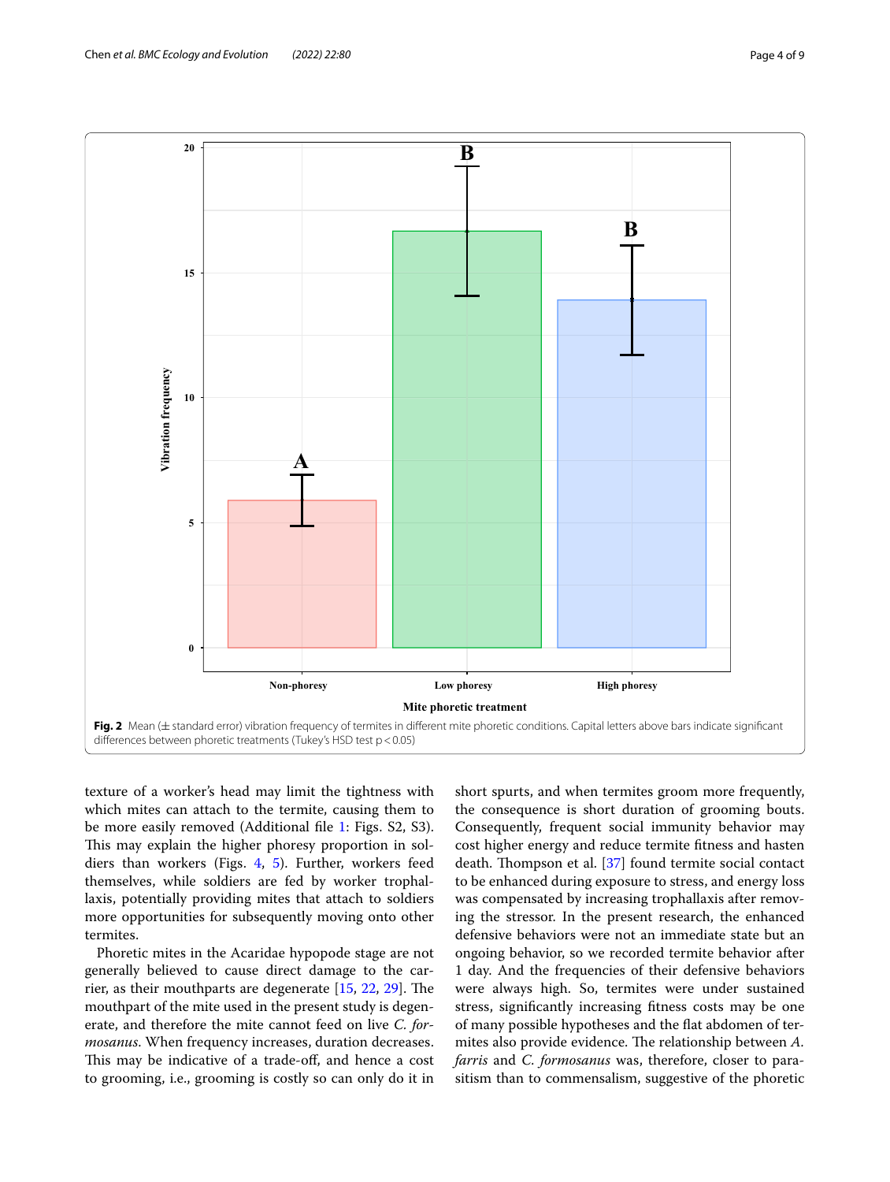Fig. 2 Mean (± standard error) vibration frequency of termites in different mite phoretic conditions. Capital letters above bars indicate significant differences between phoretic treatments (Tukey's HSD test p < 0.05)

texture of a worker's head may limit the tightness with which mites can attach to the termite, causing them to be more easily removed (Additional file 1: Figs. S2, S3). This may explain the higher phoresy proportion in soldiers than workers (Figs. 4, 5). Further, workers feed themselves, while soldiers are fed by worker trophallaxis, potentially providing mites that attach to soldiers more opportunities for subsequently moving onto other termites.

Phoretic mites in the Acaridae hypopode stage are not generally believed to cause direct damage to the carrier, as their mouthparts are degenerate [15, 22, 29]. The mouthpart of the mite used in the present study is degenerate, and therefore the mite cannot feed on live *C. formosanus*. When frequency increases, duration decreases. This may be indicative of a trade-off, and hence a cost to grooming, i.e., grooming is costly so can only do it in short spurts, and when termites groom more frequently, the consequence is short duration of grooming bouts. Consequently, frequent social immunity behavior may cost higher energy and reduce termite fitness and hasten death. Thompson et al. [37] found termite social contact to be enhanced during exposure to stress, and energy loss was compensated by increasing trophallaxis after removing the stressor. In the present research, the enhanced defensive behaviors were not an immediate state but an ongoing behavior, so we recorded termite behavior after 1 day. And the frequencies of their defensive behaviors were always high. So, termites were under sustained stress, significantly increasing fitness costs may be one of many possible hypotheses and the flat abdomen of termites also provide evidence. The relationship between *A. farris* and *C. formosanus* was, therefore, closer to parasitism than to commensalism, suggestive of the phoretic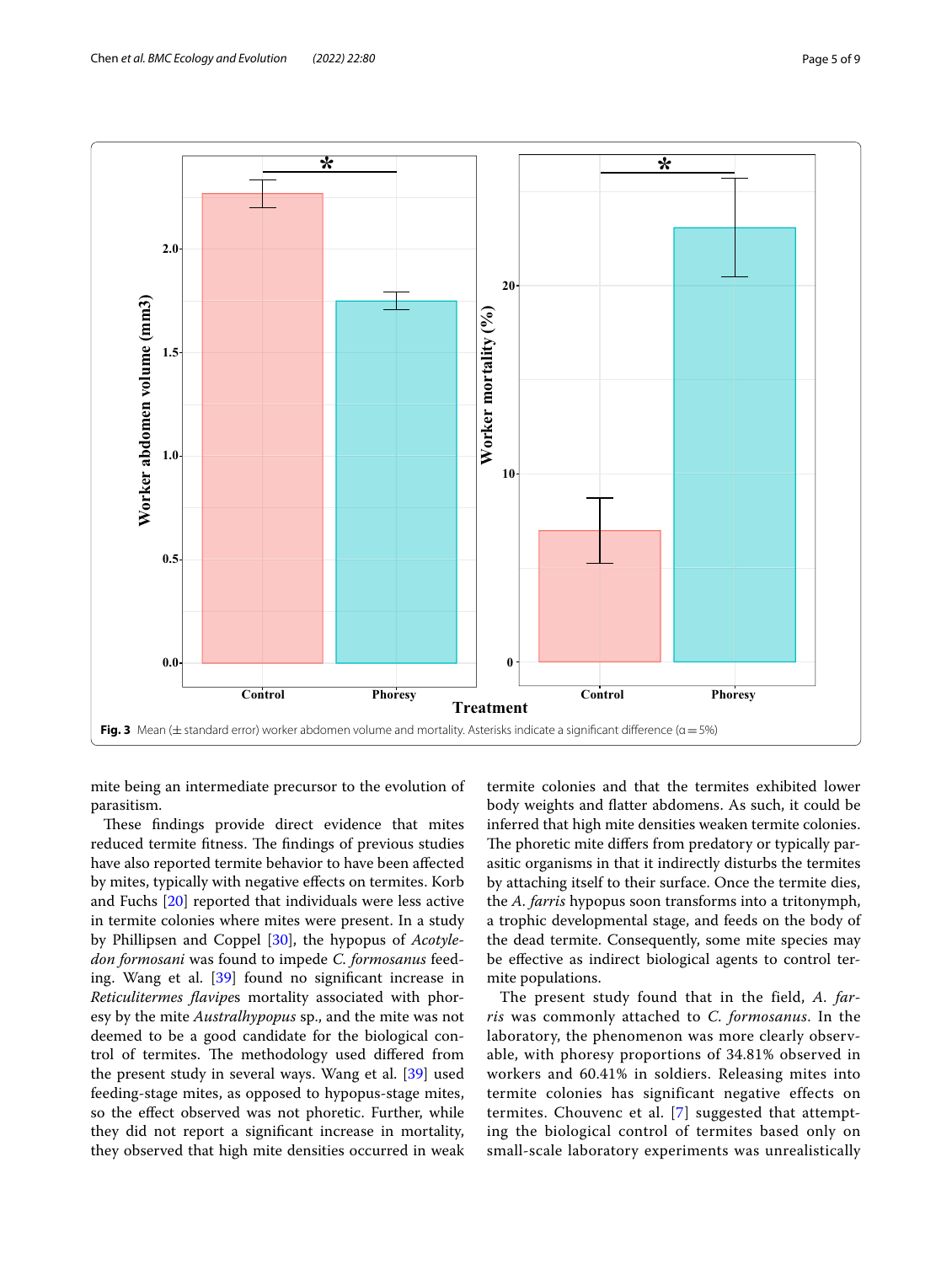Fig. 3 Mean (± standard error) worker abdomen volume and mortality. Asterisks indicate a significant difference (α = 5%)

mite being an intermediate precursor to the evolution of parasitism.

These findings provide direct evidence that mites reduced termite fitness. The findings of previous studies have also reported termite behavior to have been affected by mites, typically with negative effects on termites. Korb and Fuchs [20] reported that individuals were less active in termite colonies where mites were present. In a study by Phillipsen and Coppel [30], the hypopus of *Acotyledon formosani* was found to impede *C. formosanus* feeding. Wang et al. [39] found no significant increase in *Reticulitermes flavipes* mortality associated with phoresy by the mite *Australhypopus* sp., and the mite was not deemed to be a good candidate for the biological control of termites. The methodology used differed from the present study in several ways. Wang et al. [39] used feeding-stage mites, as opposed to hypopus-stage mites, so the effect observed was not phoretic. Further, while they did not report a significant increase in mortality, they observed that high mite densities occurred in weak termite colonies and that the termites exhibited lower body weights and flatter abdomens. As such, it could be inferred that high mite densities weaken termite colonies. The phoretic mite differs from predatory or typically parasitic organisms in that it indirectly disturbs the termites by attaching itself to their surface. Once the termite dies, the *A. farris* hypopus soon transforms into a tritonymph, a trophic developmental stage, and feeds on the body of the dead termite. Consequently, some mite species may be effective as indirect biological agents to control termite populations.

The present study found that in the field, *A. farris* was commonly attached to *C. formosanus*. In the laboratory, the phenomenon was more clearly observable, with phoresy proportions of 34.81% observed in workers and 60.41% in soldiers. Releasing mites into termite colonies has significant negative effects on termites. Chouvenc et al. [7] suggested that attempting the biological control of termites based only on small-scale laboratory experiments was unrealistically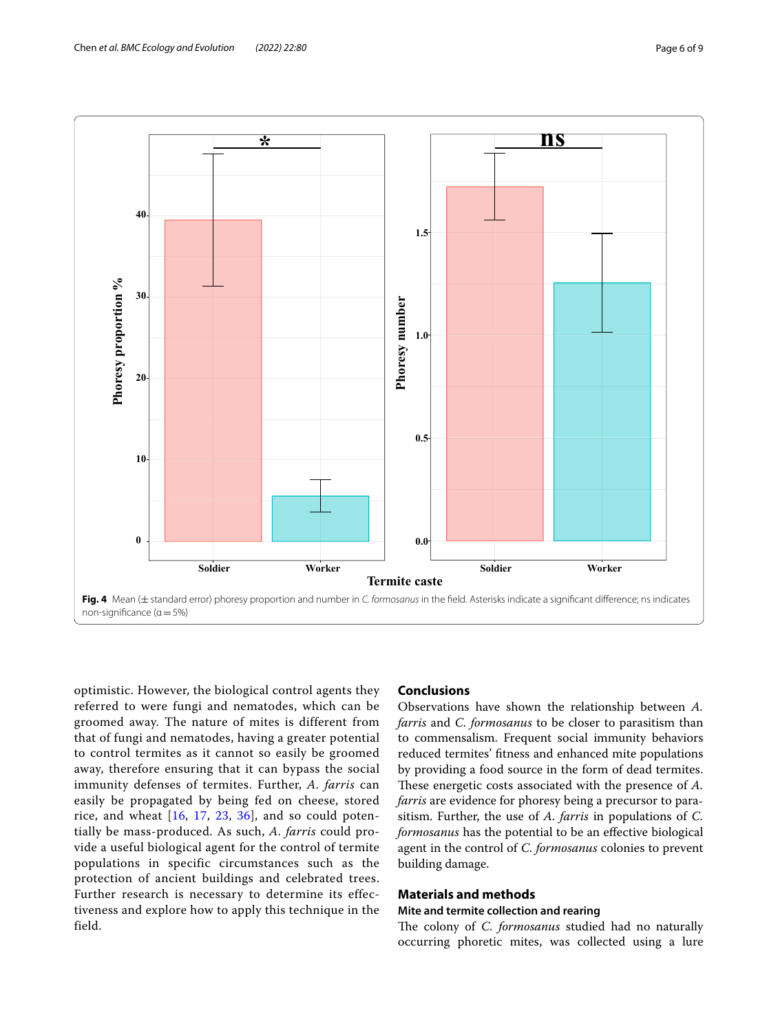Fig. 4 Mean (± standard error) phoresy proportion and number in *C. formosanus* in the field. Asterisks indicate a significant difference; ns indicates non-significance (α = 5%)

optimistic. However, the biological control agents they referred to were fungi and nematodes, which can be groomed away. The nature of mites is different from that of fungi and nematodes, having a greater potential to control termites as it cannot so easily be groomed away, therefore ensuring that it can bypass the social immunity defenses of termites. Further, *A. farris* can easily be propagated by being fed on cheese, stored rice, and wheat [16, 17, 23, 36], and so could potentially be mass-produced. As such, *A. farris* could provide a useful biological agent for the control of termite populations in specific circumstances such as the protection of ancient buildings and celebrated trees. Further research is necessary to determine its effectiveness and explore how to apply this technique in the field.

## Conclusions

Observations have shown the relationship between *A. farris* and *C. formosanus* to be closer to parasitism than to commensalism. Frequent social immunity behaviors reduced termites' fitness and enhanced mite populations by providing a food source in the form of dead termites. These energetic costs associated with the presence of *A. farris* are evidence for phoresy being a precursor to parasitism. Further, the use of *A. farris* in populations of *C. formosanus* has the potential to be an effective biological agent in the control of *C. formosanus* colonies to prevent building damage.

## Materials and methods

### Mite and termite collection and rearing

The colony of *C. formosanus* studied had no naturally occurring phoretic mites, was collected using a lure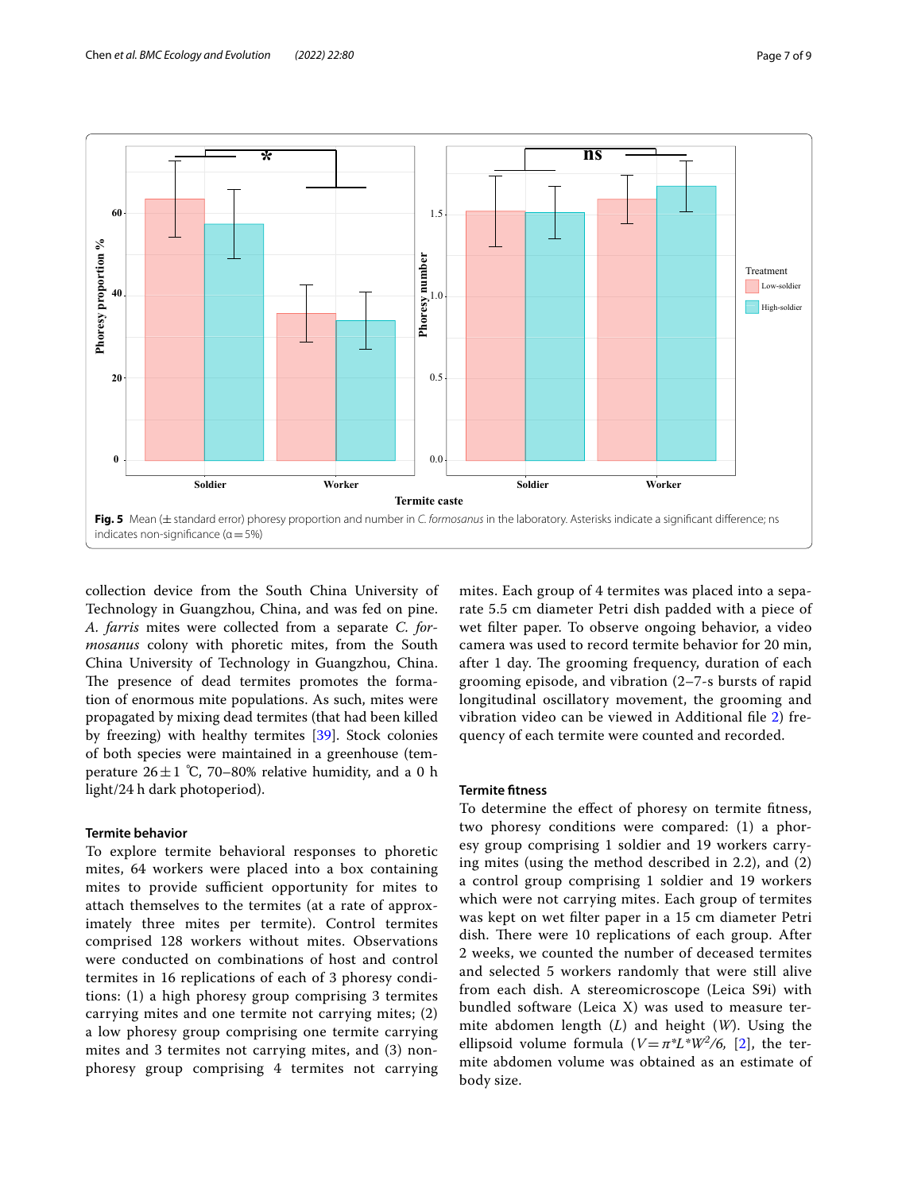**Fig. 5** Mean (± standard error) phoresy proportion and number in *C. formosanus* in the laboratory. Asterisks indicate a significant difference; ns indicates non-significance (α = 5%)

collection device from the South China University of Technology in Guangzhou, China, and was fed on pine. *A. farris* mites were collected from a separate *C. formosanus* colony with phoretic mites, from the South China University of Technology in Guangzhou, China. The presence of dead termites promotes the formation of enormous mite populations. As such, mites were propagated by mixing dead termites (that had been killed by freezing) with healthy termites [39]. Stock colonies of both species were maintained in a greenhouse (temperature 26 ± 1 ℃, 70–80% relative humidity, and a 0 h light/24 h dark photoperiod).

### Termite behavior

To explore termite behavioral responses to phoretic mites, 64 workers were placed into a box containing mites to provide sufficient opportunity for mites to attach themselves to the termites (at a rate of approximately three mites per termite). Control termites comprised 128 workers without mites. Observations were conducted on combinations of host and control termites in 16 replications of each of 3 phoresy conditions: (1) a high phoresy group comprising 3 termites carrying mites and one termite not carrying mites; (2) a low phoresy group comprising one termite carrying mites and 3 termites not carrying mites, and (3) non-phoresy group comprising 4 termites not carrying mites. Each group of 4 termites was placed into a separate 5.5 cm diameter Petri dish padded with a piece of wet filter paper. To observe ongoing behavior, a video camera was used to record termite behavior for 20 min, after 1 day. The grooming frequency, duration of each grooming episode, and vibration (2–7-s bursts of rapid longitudinal oscillatory movement, the grooming and vibration video can be viewed in Additional file 2) frequency of each termite were counted and recorded.

### Termite fitness

To determine the effect of phoresy on termite fitness, two phoresy conditions were compared: (1) a phoresy group comprising 1 soldier and 19 workers carrying mites (using the method described in 2.2), and (2) a control group comprising 1 soldier and 19 workers which were not carrying mites. Each group of termites was kept on wet filter paper in a 15 cm diameter Petri dish. There were 10 replications of each group. After 2 weeks, we counted the number of deceased termites and selected 5 workers randomly that were still alive from each dish. A stereomicroscope (Leica S9i) with bundled software (Leica X) was used to measure termite abdomen length ($L$) and height ($W$). Using the ellipsoid volume formula ($V = \pi * L * W^2/6$, [2], the termite abdomen volume was obtained as an estimate of body size.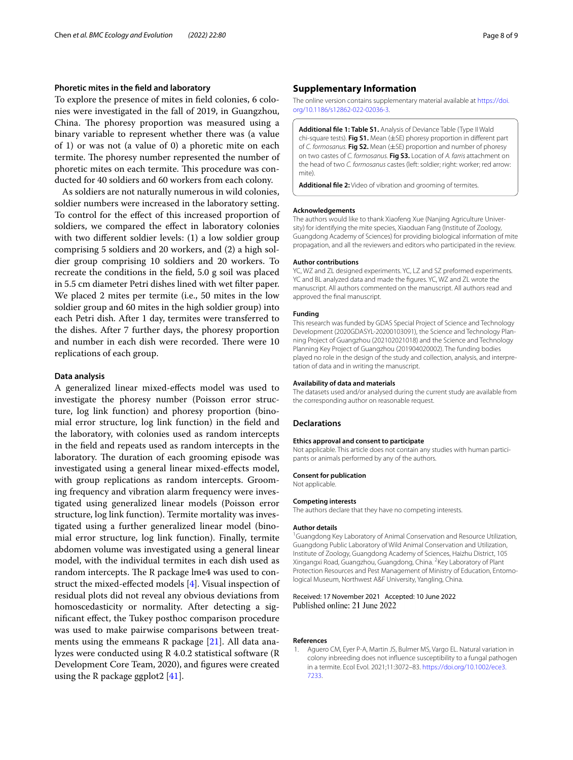### Phoretic mites in the field and laboratory

To explore the presence of mites in field colonies, 6 colonies were investigated in the fall of 2019, in Guangzhou, China. The phoresy proportion was measured using a binary variable to represent whether there was (a value of 1) or was not (a value of 0) a phoretic mite on each termite. The phoresy number represented the number of phoretic mites on each termite. This procedure was conducted for 40 soldiers and 60 workers from each colony.

As soldiers are not naturally numerous in wild colonies, soldier numbers were increased in the laboratory setting. To control for the effect of this increased proportion of soldiers, we compared the effect in laboratory colonies with two different soldier levels: (1) a low soldier group comprising 5 soldiers and 20 workers, and (2) a high soldier group comprising 10 soldiers and 20 workers. To recreate the conditions in the field, 5.0 g soil was placed in 5.5 cm diameter Petri dishes lined with wet filter paper. We placed 2 mites per termite (i.e., 50 mites in the low soldier group and 60 mites in the high soldier group) into each Petri dish. After 1 day, termites were transferred to the dishes. After 7 further days, the phoresy proportion and number in each dish were recorded. There were 10 replications of each group.

### Data analysis

A generalized linear mixed-effects model was used to investigate the phoresy number (Poisson error structure, log link function) and phoresy proportion (binomial error structure, log link function) in the field and the laboratory, with colonies used as random intercepts in the field and repeats used as random intercepts in the laboratory. The duration of each grooming episode was investigated using a general linear mixed-effects model, with group replications as random intercepts. Grooming frequency and vibration alarm frequency were investigated using generalized linear models (Poisson error structure, log link function). Termite mortality was investigated using a further generalized linear model (binomial error structure, log link function). Finally, termite abdomen volume was investigated using a general linear model, with the individual termites in each dish used as random intercepts. The R package lme4 was used to construct the mixed-effected models [4]. Visual inspection of residual plots did not reveal any obvious deviations from homoscedasticity or normality. After detecting a significant effect, the Tukey posthoc comparison procedure was used to make pairwise comparisons between treatments using the emmeans R package [21]. All data analyzes were conducted using R 4.0.2 statistical software (R Development Core Team, 2020), and figures were created using the R package ggplot2 [41].

## Supplementary Information

The online version contains supplementary material available at https://doi.org/10.1186/s12862-022-02036-3.

**Additional file 1: Table S1.** Analysis of Deviance Table (Type II Wald chi-square tests). **Fig S1.** Mean (±SE) phoresy proportion in different part of *C. formosanus*. **Fig S2.** Mean (±SE) proportion and number of phoresy on two castes of *C. formosanus*. **Fig S3.** Location of *A. farris* attachment on the head of two *C. formosanus* castes (left: soldier; right: worker; red arrow: mite).

**Additional file 2:** Video of vibration and grooming of termites.

#### Acknowledgements

The authors would like to thank Xiaofeng Xue (Nanjing Agriculture University) for identifying the mite species, Xiaoduan Fang (Institute of Zoology, Guangdong Academy of Sciences) for providing biological information of mite propagation, and all the reviewers and editors who participated in the review.

#### Author contributions

YC, WZ and ZL designed experiments. YC, LZ and SZ preformed experiments. YC and BL analyzed data and made the figures. YC, WZ and ZL wrote the manuscript. All authors commented on the manuscript. All authors read and approved the final manuscript.

#### Funding

This research was funded by GDAS Special Project of Science and Technology Development (2020GDASYL-20200103091), the Science and Technology Planning Project of Guangzhou (202102021018) and the Science and Technology Planning Key Project of Guangzhou (201904020002). The funding bodies played no role in the design of the study and collection, analysis, and interpretation of data and in writing the manuscript.

#### Availability of data and materials

The datasets used and/or analysed during the current study are available from the corresponding author on reasonable request.

## Declarations

#### Ethics approval and consent to participate

Not applicable. This article does not contain any studies with human participants or animals performed by any of the authors.

#### Consent for publication

Not applicable.

#### Competing interests

The authors declare that they have no competing interests.

#### Author details

[1] Guangdong Key Laboratory of Animal Conservation and Resource Utilization, Guangdong Public Laboratory of Wild Animal Conservation and Utilization, Institute of Zoology, Guangdong Academy of Sciences, Haizhu District, 105 Xingangxi Road, Guangzhou, Guangdong, China. [2] Key Laboratory of Plant Protection Resources and Pest Management of Ministry of Education, Entomological Museum, Northwest A&F University, Yangling, China.

Received: 17 November 2021 Accepted: 10 June 2022
Published online: 21 June 2022

#### References

1. Aguero CM, Eyer P-A, Martin JS, Bulmer MS, Vargo EL. Natural variation in colony inbreeding does not influence susceptibility to a fungal pathogen in a termite. Ecol Evol. 2021;11:3072–83. https://doi.org/10.1002/ece3.7233.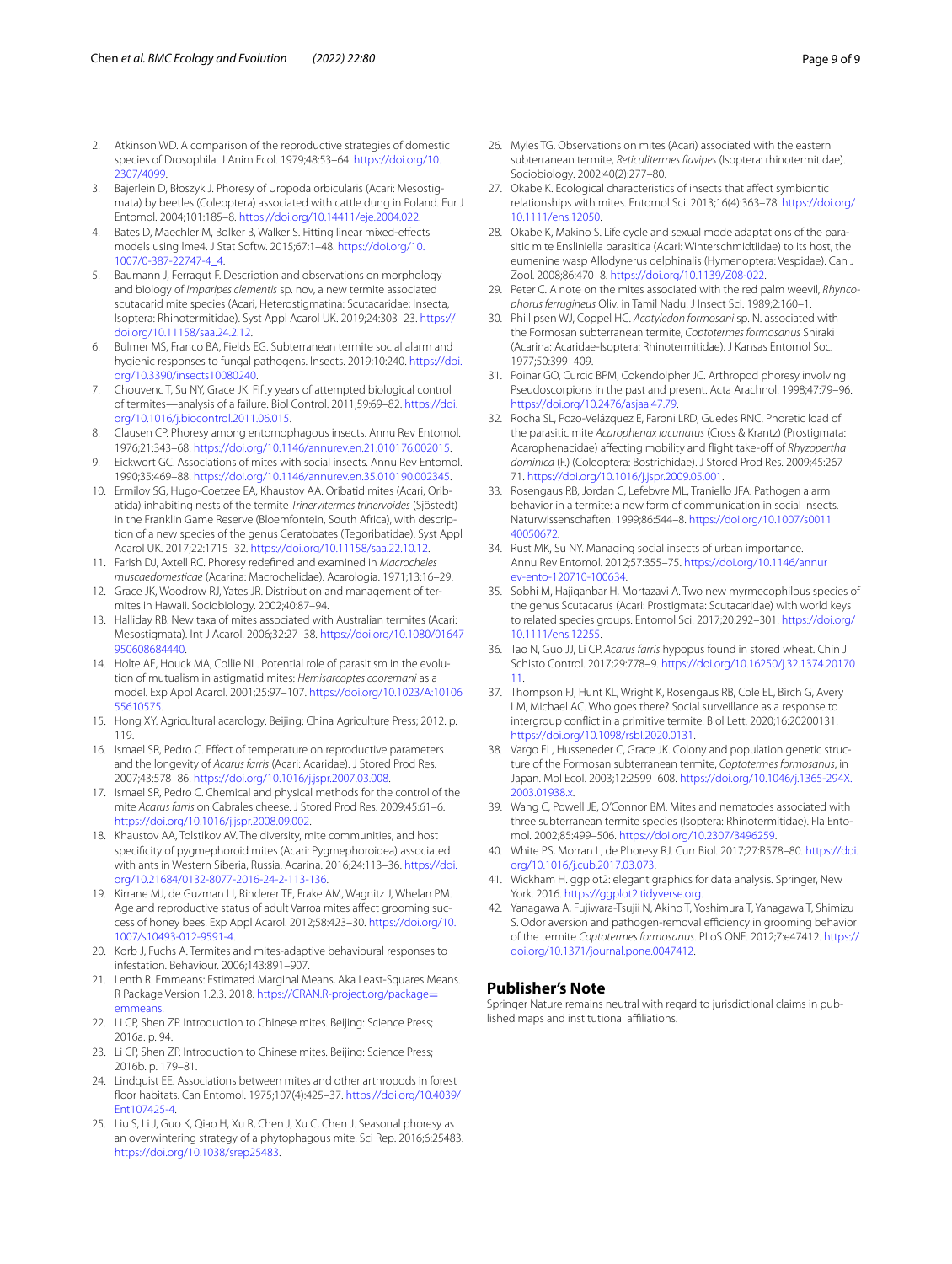2. Atkinson WD. A comparison of the reproductive strategies of domestic species of Drosophila. J Anim Ecol. 1979;48:53–64. https://doi.org/10.2307/4099.
3. Bajerlein D, Błoszyk J. Phoresy of Uropoda orbicularis (Acari: Mesostigmata) by beetles (Coleoptera) associated with cattle dung in Poland. Eur J Entomol. 2004;101:185–8. https://doi.org/10.14411/eje.2004.022.
4. Bates D, Maechler M, Bolker B, Walker S. Fitting linear mixed-effects models using lme4. J Stat Softw. 2015;67:1–48. https://doi.org/10.1007/0-387-22747-4_4.
5. Baumann J, Ferragut F. Description and observations on morphology and biology of *Imparipes clementis* sp. nov, a new termite associated scutacarid mite species (Acari, Heterostigmatina: Scutacaridae; Insecta, Isoptera: Rhinotermitidae). Syst Appl Acarol UK. 2019;24:303–23. https://doi.org/10.11158/saa.24.2.12.
6. Bulmer MS, Franco BA, Fields EG. Subterranean termite social alarm and hygienic responses to fungal pathogens. Insects. 2019;10:240. https://doi.org/10.3390/insects10080240.
7. Chouvenc T, Su NY, Grace JK. Fifty years of attempted biological control of termites—analysis of a failure. Biol Control. 2011;59:69–82. https://doi.org/10.1016/j.biocontrol.2011.06.015.
8. Clausen CP. Phoresy among entomophagous insects. Annu Rev Entomol. 1976;21:343–68. https://doi.org/10.1146/annurev.en.21.010176.002015.
9. Eickwort GC. Associations of mites with social insects. Annu Rev Entomol. 1990;35:469–88. https://doi.org/10.1146/annurev.en.35.010190.002345.
10. Ermilov SG, Hugo-Coetzee EA, Khaustov AA. Oribatid mites (Acari, Oribatida) inhabiting nests of the termite *Trinervitermes trinervoides* (Sjöstedt) in the Franklin Game Reserve (Bloemfontein, South Africa), with description of a new species of the genus Ceratobates (Tegoribatidae). Syst Appl Acarol UK. 2017;22:1715–32. https://doi.org/10.11158/saa.22.10.12.
11. Farish DJ, Axtell RC. Phoresy redefined and examined in *Macrocheles muscaedomesticae* (Acarina: Macrochelidae). Acarologia. 1971;13:16–29.
12. Grace JK, Woodrow RJ, Yates JR. Distribution and management of termites in Hawaii. Sociobiology. 2002;40:87–94.
13. Halliday RB. New taxa of mites associated with Australian termites (Acari: Mesostigmata). Int J Acarol. 2006;32:27–38. https://doi.org/10.1080/01647950608684440.
14. Holte AE, Houck MA, Collie NL. Potential role of parasitism in the evolution of mutualism in astigmatid mites: *Hemisarcoptes cooremani* as a model. Exp Appl Acarol. 2001;25:97–107. https://doi.org/10.1023/A:1010655610575.
15. Hong XY. Agricultural acarology. Beijing: China Agriculture Press; 2012. p. 119.
16. Ismael SR, Pedro C. Effect of temperature on reproductive parameters and the longevity of *Acarus farris* (Acari: Acaridae). J Stored Prod Res. 2007;43:578–86. https://doi.org/10.1016/j.jspr.2007.03.008.
17. Ismael SR, Pedro C. Chemical and physical methods for the control of the mite *Acarus farris* on Cabrales cheese. J Stored Prod Res. 2009;45:61–6. https://doi.org/10.1016/j.jspr.2008.09.002.
18. Khaustov AA, Tolstikov AV. The diversity, mite communities, and host specificity of pygmephoroid mites (Acari: Pygmephoroidea) associated with ants in Western Siberia, Russia. Acarina. 2016;24:113–36. https://doi.org/10.21684/0132-8077-2016-24-2-113-136.
19. Kirrane MJ, de Guzman LI, Rinderer TE, Frake AM, Wagnitz J, Whelan PM. Age and reproductive status of adult Varroa mites affect grooming success of honey bees. Exp Appl Acarol. 2012;58:423–30. https://doi.org/10.1007/s10493-012-9591-4.
20. Korb J, Fuchs A. Termites and mites-adaptive behavioural responses to infestation. Behaviour. 2006;143:891–907.
21. Lenth R. Emmeans: Estimated Marginal Means, Aka Least-Squares Means. R Package Version 1.2.3. 2018. https://CRAN.R-project.org/package=emmeans.
22. Li CP, Shen ZP. Introduction to Chinese mites. Beijing: Science Press; 2016a. p. 94.
23. Li CP, Shen ZP. Introduction to Chinese mites. Beijing: Science Press; 2016b. p. 179–81.
24. Lindquist EE. Associations between mites and other arthropods in forest floor habitats. Can Entomol. 1975;107(4):425–37. https://doi.org/10.4039/Ent107425-4.
25. Liu S, Li J, Guo K, Qiao H, Xu R, Chen J, Xu C, Chen J. Seasonal phoresy as an overwintering strategy of a phytophagous mite. Sci Rep. 2016;6:25483. https://doi.org/10.1038/srep25483.
26. Myles TG. Observations on mites (Acari) associated with the eastern subterranean termite, *Reticulitermes flavipes* (Isoptera: rhinotermitidae). Sociobiology. 2002;40(2):277–80.
27. Okabe K. Ecological characteristics of insects that affect symbiontic relationships with mites. Entomol Sci. 2013;16(4):363–78. https://doi.org/10.1111/ens.12050.
28. Okabe K, Makino S. Life cycle and sexual mode adaptations of the parasitic mite Ensliniella parasitica (Acari: Winterschmidtiidae) to its host, the eumenine wasp Allodynerus delphinalis (Hymenoptera: Vespidae). Can J Zool. 2008;86:470–8. https://doi.org/10.1139/Z08-022.
29. Peter C. A note on the mites associated with the red palm weevil, *Rhynchophorus ferrugineus* Oliv. in Tamil Nadu. J Insect Sci. 1989;2:160–1.
30. Phillipsen WJ, Coppel HC. *Acotyledon formosani* sp. N. associated with the Formosan subterranean termite, *Coptotermes formosanus* Shiraki (Acarina: Acaridae-Isoptera: Rhinotermitidae). J Kansas Entomol Soc. 1977;50:399–409.
31. Poinar GO, Curcic BPM, Cokendolpher JC. Arthropod phoresy involving Pseudoscorpions in the past and present. Acta Arachnol. 1998;47:79–96. https://doi.org/10.2476/asjaa.47.79.
32. Rocha SL, Pozo-Velázquez E, Faroni LRD, Guedes RNC. Phoretic load of the parasitic mite *Acarophenax lacunatus* (Cross & Krantz) (Prostigmata: Acarophenacidae) affecting mobility and flight take-off of *Rhyzopertha dominica* (F.) (Coleoptera: Bostrichidae). J Stored Prod Res. 2009;45:267–71. https://doi.org/10.1016/j.jspr.2009.05.001.
33. Rosengaus RB, Jordan C, Lefebvre ML, Traniello JFA. Pathogen alarm behavior in a termite: a new form of communication in social insects. Naturwissenschaften. 1999;86:544–8. https://doi.org/10.1007/s001140050672.
34. Rust MK, Su NY. Managing social insects of urban importance. Annu Rev Entomol. 2012;57:355–75. https://doi.org/10.1146/annurev-ento-120710-100634.
35. Sobhi M, Hajiqanbar H, Mortazavi A. Two new myrmecophilous species of the genus Scutacarus (Acari: Prostigmata: Scutacaridae) with world keys to related species groups. Entomol Sci. 2017;20:292–301. https://doi.org/10.1111/ens.12255.
36. Tao N, Guo JJ, Li CP. *Acarus farris* hypopus found in stored wheat. Chin J Schisto Control. 2017;29:778–9. https://doi.org/10.16250/j.32.1374.2017011.
37. Thompson FJ, Hunt KL, Wright K, Rosengaus RB, Cole EL, Birch G, Avery LM, Michael AC. Who goes there? Social surveillance as a response to intergroup conflict in a primitive termite. Biol Lett. 2020;16:20200131. https://doi.org/10.1098/rsbl.2020.0131.
38. Vargo EL, Husseneder C, Grace JK. Colony and population genetic structure of the Formosan subterranean termite, *Coptotermes formosanus*, in Japan. Mol Ecol. 2003;12:2599–608. https://doi.org/10.1046/j.1365-294X.2003.01938.x.
39. Wang C, Powell JE, O'Connor BM. Mites and nematodes associated with three subterranean termite species (Isoptera: Rhinotermitidae). Fla Entomol. 2002;85:499–506. https://doi.org/10.2307/3496259.
40. White PS, Morran L, de Phoresy RJ. Curr Biol. 2017;27:R578–80. https://doi.org/10.1016/j.cub.2017.03.073.
41. Wickham H. ggplot2: elegant graphics for data analysis. Springer, New York. 2016. https://ggplot2.tidyverse.org.
42. Yanagawa A, Fujiwara-Tsujii N, Akino T, Yoshimura T, Yanagawa T, Shimizu S. Odor aversion and pathogen-removal efficiency in grooming behavior of the termite *Coptotermes formosanus*. PLoS ONE. 2012;7:e47412. https://doi.org/10.1371/journal.pone.0047412.

## Publisher's Note

Springer Nature remains neutral with regard to jurisdictional claims in published maps and institutional affiliations.